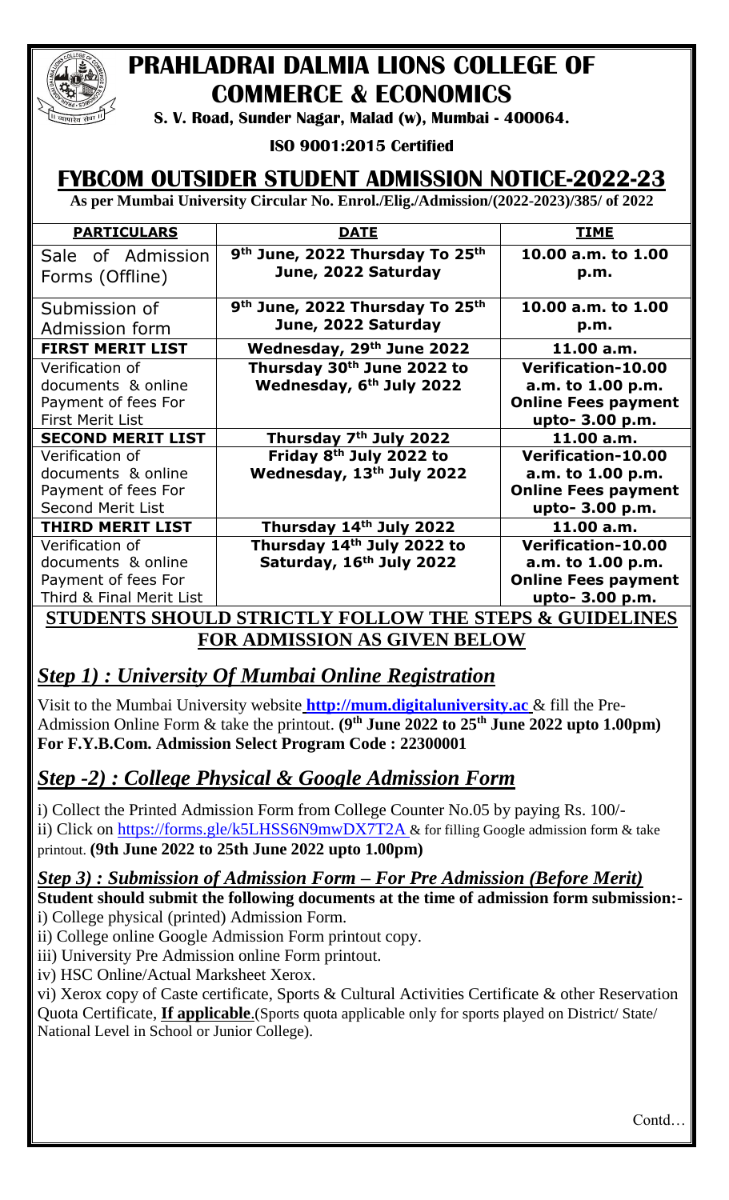# PRAHLADRAI DALMIA LIONS COLLEGE OF COMMERCE & ECONOMICS

**S. V. Road, Sunder Nagar, Malad (w), Mumbai - 400064.**

**ISO 9001:2015 Certified**

## FYBCOM OUTSIDER STUDENT ADMISSION NOTICE-2022-23

**As per Mumbai University Circular No. Enrol./Elig./Admission/(2022-2023)/385/ of 2022**

| PARTICULARS | DATE | TIME |
|---|---|---|
| Sale of Admission Forms (Offline) | 9th June, 2022 Thursday To 25th June, 2022 Saturday | 10.00 a.m. to 1.00 p.m. |
| Submission of Admission form | 9th June, 2022 Thursday To 25th June, 2022 Saturday | 10.00 a.m. to 1.00 p.m. |
| **FIRST MERIT LIST** | **Wednesday, 29th June 2022** | **11.00 a.m.** |
| Verification of documents & online Payment of fees For First Merit List | Thursday 30th June 2022 to Wednesday, 6th July 2022 | Verification-10.00 a.m. to 1.00 p.m. Online Fees payment upto- 3.00 p.m. |
| **SECOND MERIT LIST** | **Thursday 7th July 2022** | **11.00 a.m.** |
| Verification of documents & online Payment of fees For Second Merit List | Friday 8th July 2022 to Wednesday, 13th July 2022 | Verification-10.00 a.m. to 1.00 p.m. Online Fees payment upto- 3.00 p.m. |
| **THIRD MERIT LIST** | **Thursday 14th July 2022** | **11.00 a.m.** |
| Verification of documents & online Payment of fees For Third & Final Merit List | Thursday 14th July 2022 to Saturday, 16th July 2022 | Verification-10.00 a.m. to 1.00 p.m. Online Fees payment upto- 3.00 p.m. |

**STUDENTS SHOULD STRICTLY FOLLOW THE STEPS & GUIDELINES FOR ADMISSION AS GIVEN BELOW**

## *Step 1) : University Of Mumbai Online Registration*

Visit to the Mumbai University website **http://mum.digitaluniversity.ac** & fill the Pre-Admission Online Form & take the printout. **(9th June 2022 to 25th June 2022 upto 1.00pm)**
**For F.Y.B.Com. Admission Select Program Code : 22300001**

## *Step -2) : College Physical & Google Admission Form*

i) Collect the Printed Admission Form from College Counter No.05 by paying Rs. 100/-
ii) Click on https://forms.gle/k5LHSS6N9mwDX7T2A & for filling Google admission form & take printout. **(9th June 2022 to 25th June 2022 upto 1.00pm)**

### *Step 3) : Submission of Admission Form – For Pre Admission (Before Merit)*

**Student should submit the following documents at the time of admission form submission:-**

i) College physical (printed) Admission Form.
ii) College online Google Admission Form printout copy.
iii) University Pre Admission online Form printout.
iv) HSC Online/Actual Marksheet Xerox.
vi) Xerox copy of Caste certificate, Sports & Cultural Activities Certificate & other Reservation Quota Certificate, **If applicable**.(Sports quota applicable only for sports played on District/ State/ National Level in School or Junior College).

Contd…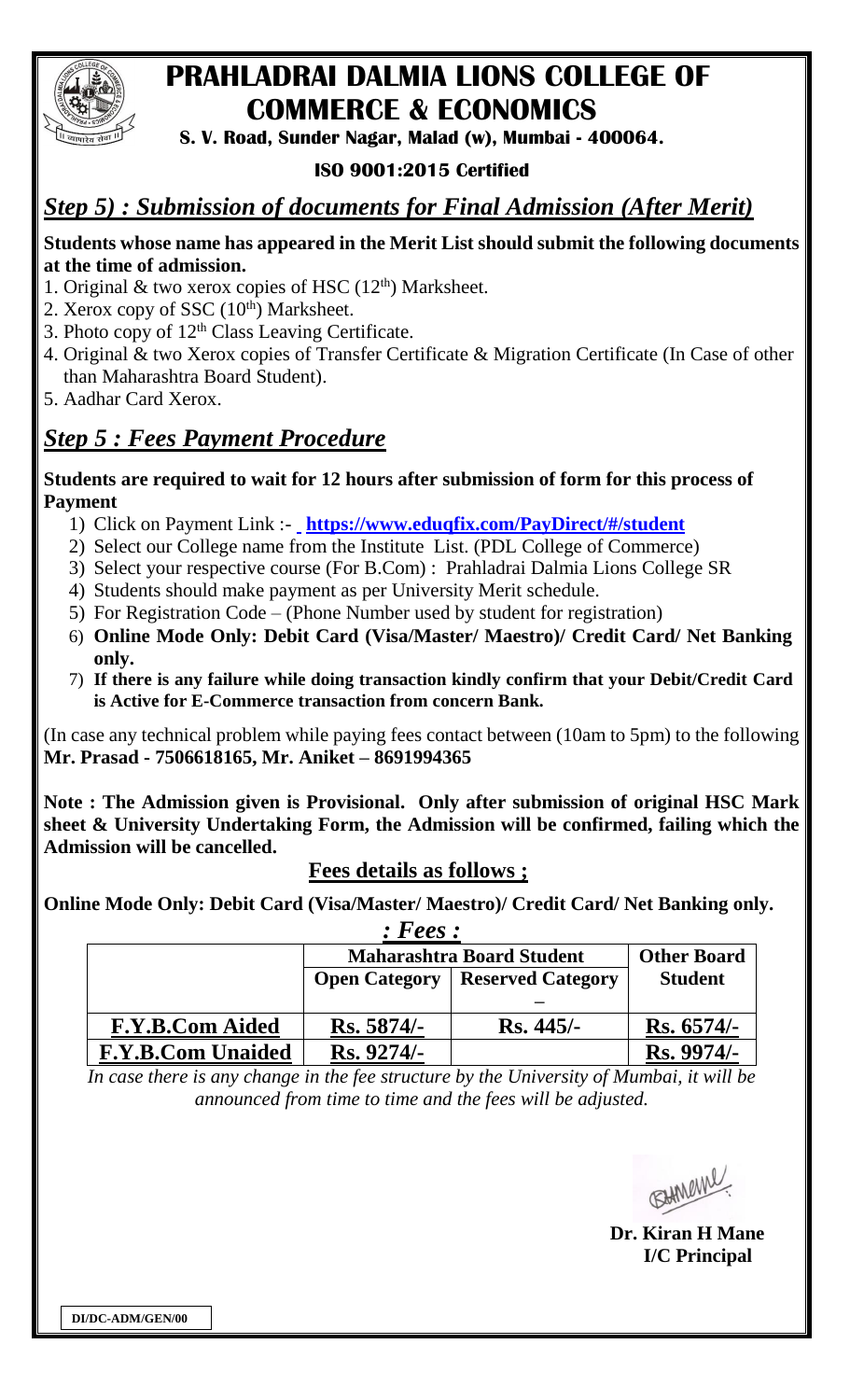# PRAHLADRAI DALMIA LIONS COLLEGE OF COMMERCE & ECONOMICS

**S. V. Road, Sunder Nagar, Malad (w), Mumbai - 400064.**

**ISO 9001:2015 Certified**

## *Step 5) : Submission of documents for Final Admission (After Merit)*

**Students whose name has appeared in the Merit List should submit the following documents at the time of admission.**

1. Original & two xerox copies of HSC (12th) Marksheet.
2. Xerox copy of SSC (10th) Marksheet.
3. Photo copy of 12th Class Leaving Certificate.
4. Original & two Xerox copies of Transfer Certificate & Migration Certificate (In Case of other than Maharashtra Board Student).
5. Aadhar Card Xerox.

## *Step 5 : Fees Payment Procedure*

**Students are required to wait for 12 hours after submission of form for this process of Payment**

1) Click on Payment Link :- **https://www.eduqfix.com/PayDirect/#/student**
2) Select our College name from the Institute List. (PDL College of Commerce)
3) Select your respective course (For B.Com) : Prahladrai Dalmia Lions College SR
4) Students should make payment as per University Merit schedule.
5) For Registration Code – (Phone Number used by student for registration)
6) **Online Mode Only: Debit Card (Visa/Master/ Maestro)/ Credit Card/ Net Banking only.**
7) **If there is any failure while doing transaction kindly confirm that your Debit/Credit Card is Active for E-Commerce transaction from concern Bank.**

(In case any technical problem while paying fees contact between (10am to 5pm) to the following **Mr. Prasad - 7506618165, Mr. Aniket – 8691994365**

**Note : The Admission given is Provisional. Only after submission of original HSC Mark sheet & University Undertaking Form, the Admission will be confirmed, failing which the Admission will be cancelled.**

**Fees details as follows ;**

**Online Mode Only: Debit Card (Visa/Master/ Maestro)/ Credit Card/ Net Banking only.**

***: Fees :***

| | Maharashtra Board Student | | Other Board Student |
|---|---|---|---|
| | **Open Category** | **Reserved Category –** | |
| **F.Y.B.Com Aided** | Rs. 5874/- | Rs. 445/- | Rs. 6574/- |
| **F.Y.B.Com Unaided** | Rs. 9274/- | | Rs. 9974/- |

*In case there is any change in the fee structure by the University of Mumbai, it will be announced from time to time and the fees will be adjusted.*

**Dr. Kiran H Mane**
**I/C Principal**

DI/DC-ADM/GEN/00